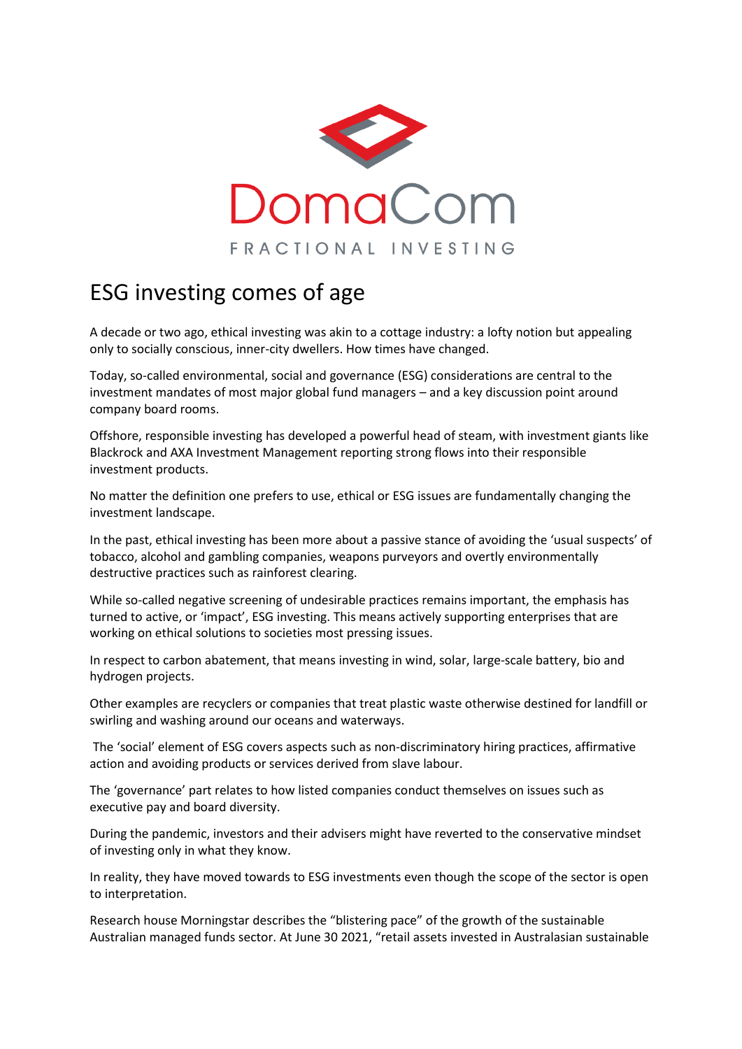DomaCom

FRACTIONAL INVESTING

# ESG investing comes of age

A decade or two ago, ethical investing was akin to a cottage industry: a lofty notion but appealing only to socially conscious, inner-city dwellers. How times have changed.

Today, so-called environmental, social and governance (ESG) considerations are central to the investment mandates of most major global fund managers – and a key discussion point around company board rooms.

Offshore, responsible investing has developed a powerful head of steam, with investment giants like Blackrock and AXA Investment Management reporting strong flows into their responsible investment products.

No matter the definition one prefers to use, ethical or ESG issues are fundamentally changing the investment landscape.

In the past, ethical investing has been more about a passive stance of avoiding the 'usual suspects' of tobacco, alcohol and gambling companies, weapons purveyors and overtly environmentally destructive practices such as rainforest clearing.

While so-called negative screening of undesirable practices remains important, the emphasis has turned to active, or 'impact', ESG investing. This means actively supporting enterprises that are working on ethical solutions to societies most pressing issues.

In respect to carbon abatement, that means investing in wind, solar, large-scale battery, bio and hydrogen projects.

Other examples are recyclers or companies that treat plastic waste otherwise destined for landfill or swirling and washing around our oceans and waterways.

The 'social' element of ESG covers aspects such as non-discriminatory hiring practices, affirmative action and avoiding products or services derived from slave labour.

The 'governance' part relates to how listed companies conduct themselves on issues such as executive pay and board diversity.

During the pandemic, investors and their advisers might have reverted to the conservative mindset of investing only in what they know.

In reality, they have moved towards to ESG investments even though the scope of the sector is open to interpretation.

Research house Morningstar describes the "blistering pace" of the growth of the sustainable Australian managed funds sector. At June 30 2021, "retail assets invested in Australasian sustainable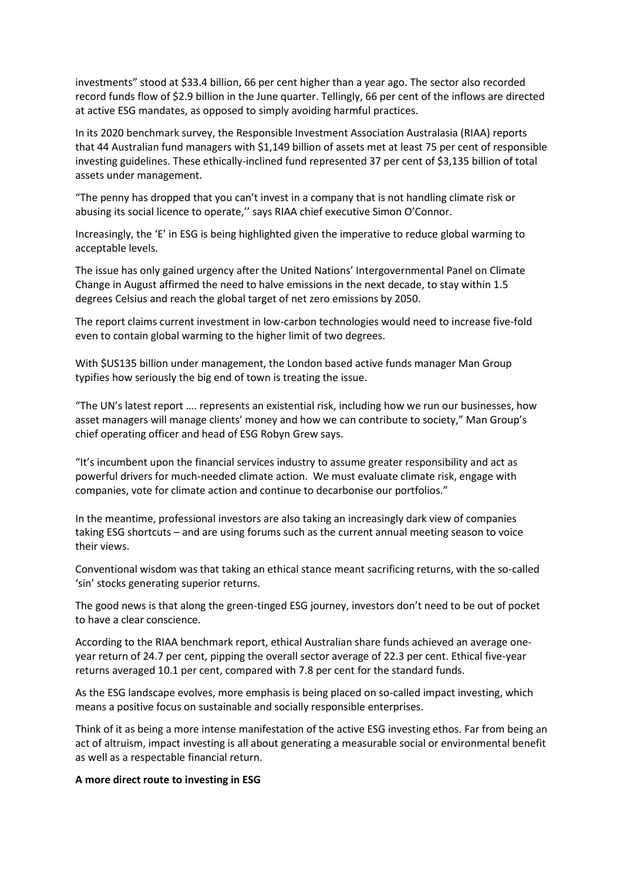investments" stood at $33.4 billion, 66 per cent higher than a year ago. The sector also recorded record funds flow of $2.9 billion in the June quarter. Tellingly, 66 per cent of the inflows are directed at active ESG mandates, as opposed to simply avoiding harmful practices.

In its 2020 benchmark survey, the Responsible Investment Association Australasia (RIAA) reports that 44 Australian fund managers with $1,149 billion of assets met at least 75 per cent of responsible investing guidelines. These ethically-inclined fund represented 37 per cent of $3,135 billion of total assets under management.

"The penny has dropped that you can't invest in a company that is not handling climate risk or abusing its social licence to operate,'' says RIAA chief executive Simon O'Connor.

Increasingly, the 'E' in ESG is being highlighted given the imperative to reduce global warming to acceptable levels.

The issue has only gained urgency after the United Nations' Intergovernmental Panel on Climate Change in August affirmed the need to halve emissions in the next decade, to stay within 1.5 degrees Celsius and reach the global target of net zero emissions by 2050.

The report claims current investment in low-carbon technologies would need to increase five-fold even to contain global warming to the higher limit of two degrees.

With $US135 billion under management, the London based active funds manager Man Group typifies how seriously the big end of town is treating the issue.

"The UN's latest report …. represents an existential risk, including how we run our businesses, how asset managers will manage clients' money and how we can contribute to society," Man Group's chief operating officer and head of ESG Robyn Grew says.

"It's incumbent upon the financial services industry to assume greater responsibility and act as powerful drivers for much-needed climate action. We must evaluate climate risk, engage with companies, vote for climate action and continue to decarbonise our portfolios."

In the meantime, professional investors are also taking an increasingly dark view of companies taking ESG shortcuts – and are using forums such as the current annual meeting season to voice their views.

Conventional wisdom was that taking an ethical stance meant sacrificing returns, with the so-called 'sin' stocks generating superior returns.

The good news is that along the green-tinged ESG journey, investors don't need to be out of pocket to have a clear conscience.

According to the RIAA benchmark report, ethical Australian share funds achieved an average one-year return of 24.7 per cent, pipping the overall sector average of 22.3 per cent. Ethical five-year returns averaged 10.1 per cent, compared with 7.8 per cent for the standard funds.

As the ESG landscape evolves, more emphasis is being placed on so-called impact investing, which means a positive focus on sustainable and socially responsible enterprises.

Think of it as being a more intense manifestation of the active ESG investing ethos. Far from being an act of altruism, impact investing is all about generating a measurable social or environmental benefit as well as a respectable financial return.

**A more direct route to investing in ESG**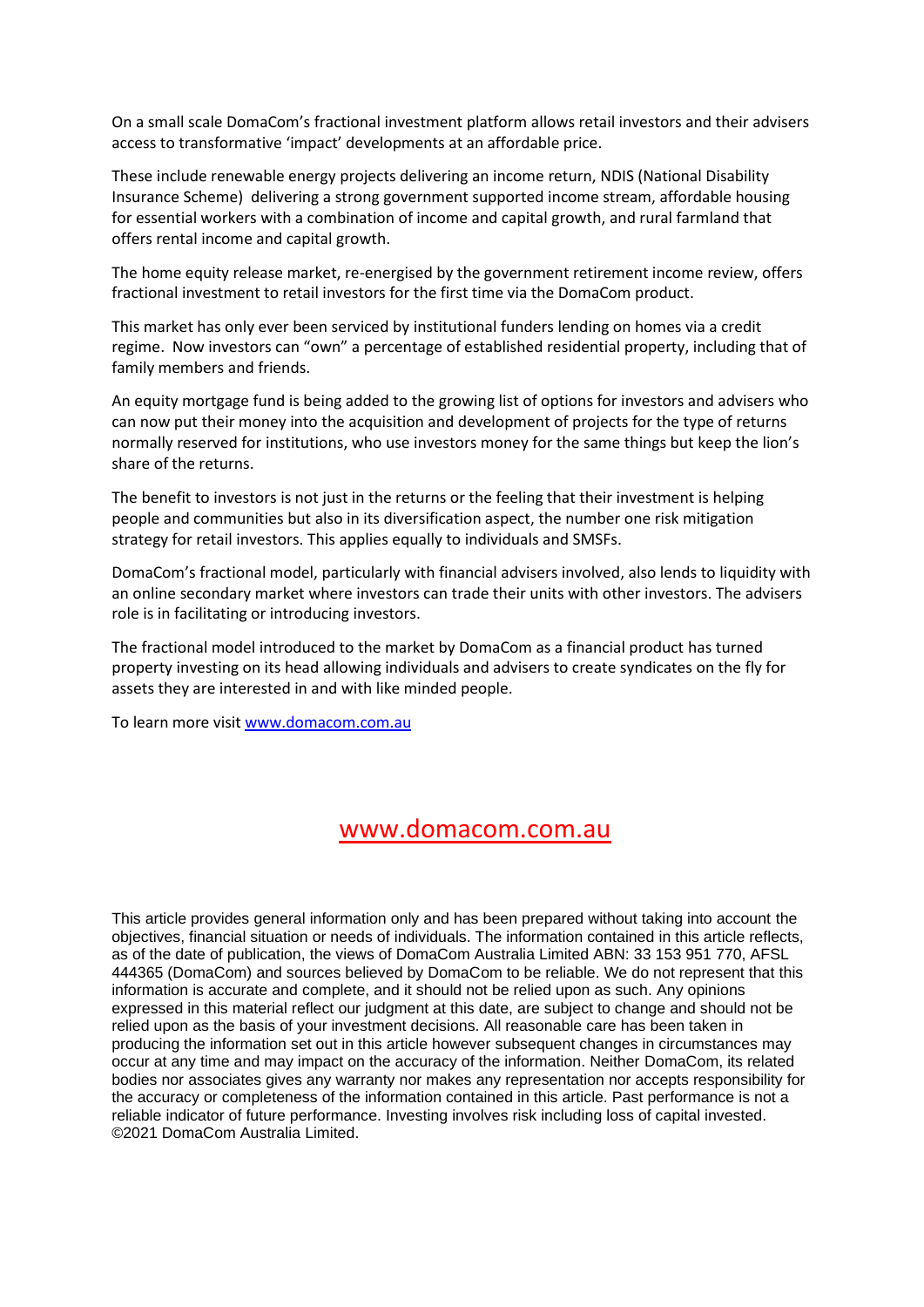On a small scale DomaCom's fractional investment platform allows retail investors and their advisers access to transformative 'impact' developments at an affordable price.

These include renewable energy projects delivering an income return, NDIS (National Disability Insurance Scheme) delivering a strong government supported income stream, affordable housing for essential workers with a combination of income and capital growth, and rural farmland that offers rental income and capital growth.

The home equity release market, re-energised by the government retirement income review, offers fractional investment to retail investors for the first time via the DomaCom product.

This market has only ever been serviced by institutional funders lending on homes via a credit regime. Now investors can "own" a percentage of established residential property, including that of family members and friends.

An equity mortgage fund is being added to the growing list of options for investors and advisers who can now put their money into the acquisition and development of projects for the type of returns normally reserved for institutions, who use investors money for the same things but keep the lion's share of the returns.

The benefit to investors is not just in the returns or the feeling that their investment is helping people and communities but also in its diversification aspect, the number one risk mitigation strategy for retail investors. This applies equally to individuals and SMSFs.

DomaCom's fractional model, particularly with financial advisers involved, also lends to liquidity with an online secondary market where investors can trade their units with other investors. The advisers role is in facilitating or introducing investors.

The fractional model introduced to the market by DomaCom as a financial product has turned property investing on its head allowing individuals and advisers to create syndicates on the fly for assets they are interested in and with like minded people.

To learn more visit [www.domacom.com.au](http://www.domacom.com.au)

[www.domacom.com.au](http://www.domacom.com.au)

This article provides general information only and has been prepared without taking into account the objectives, financial situation or needs of individuals. The information contained in this article reflects, as of the date of publication, the views of DomaCom Australia Limited ABN: 33 153 951 770, AFSL 444365 (DomaCom) and sources believed by DomaCom to be reliable. We do not represent that this information is accurate and complete, and it should not be relied upon as such. Any opinions expressed in this material reflect our judgment at this date, are subject to change and should not be relied upon as the basis of your investment decisions. All reasonable care has been taken in producing the information set out in this article however subsequent changes in circumstances may occur at any time and may impact on the accuracy of the information. Neither DomaCom, its related bodies nor associates gives any warranty nor makes any representation nor accepts responsibility for the accuracy or completeness of the information contained in this article. Past performance is not a reliable indicator of future performance. Investing involves risk including loss of capital invested. ©2021 DomaCom Australia Limited.